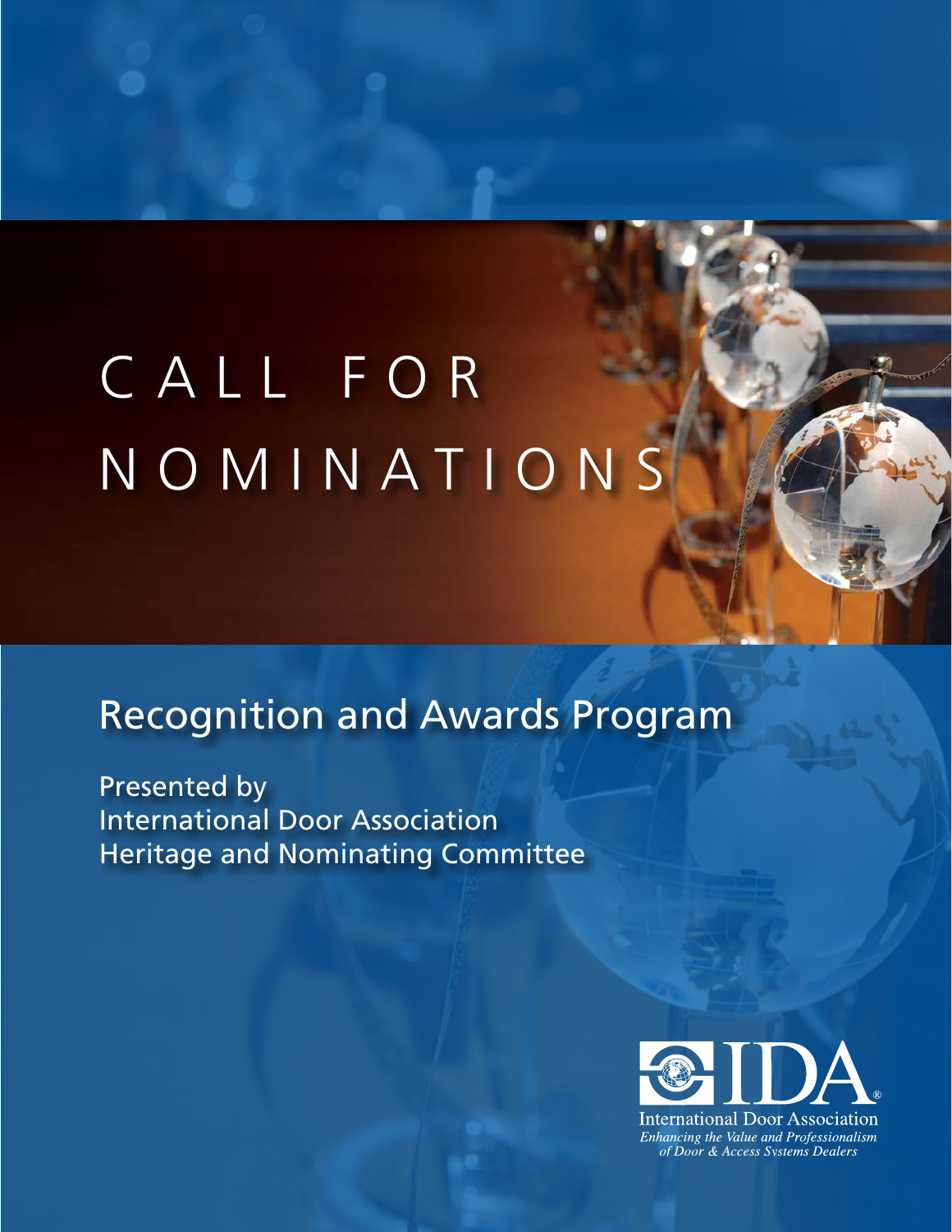# CALL FOR NOMINATIONS

## Recognition and Awards Program

Presented by
International Door Association
Heritage and Nominating Committee

IDA®
International Door Association
*Enhancing the Value and Professionalism of Door & Access Systems Dealers*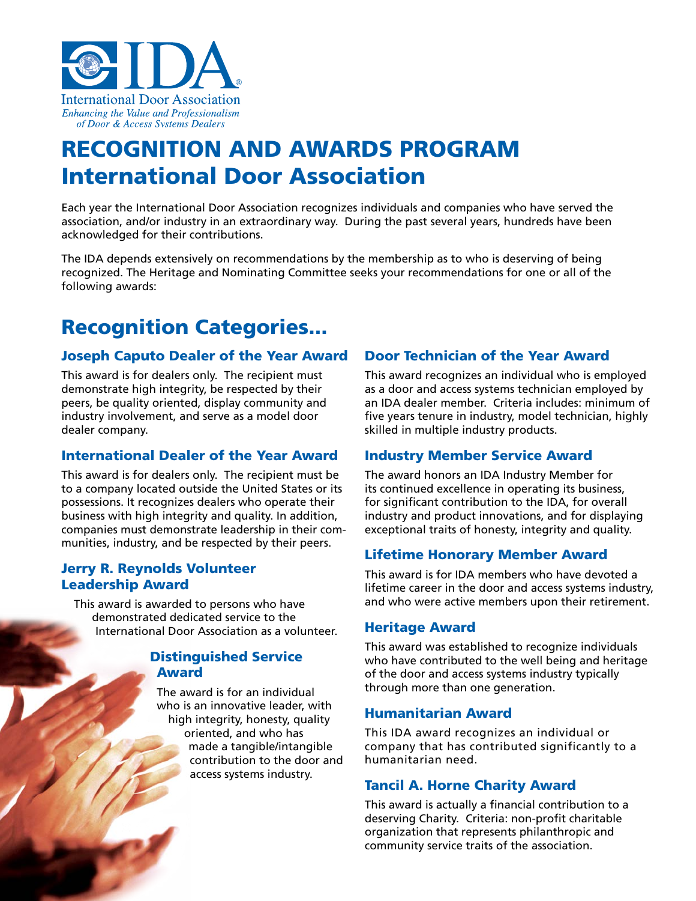International Door Association

*Enhancing the Value and Professionalism of Door & Access Systems Dealers*

# RECOGNITION AND AWARDS PROGRAM
# International Door Association

Each year the International Door Association recognizes individuals and companies who have served the association, and/or industry in an extraordinary way. During the past several years, hundreds have been acknowledged for their contributions.

The IDA depends extensively on recommendations by the membership as to who is deserving of being recognized. The Heritage and Nominating Committee seeks your recommendations for one or all of the following awards:

## Recognition Categories...

### Joseph Caputo Dealer of the Year Award

This award is for dealers only. The recipient must demonstrate high integrity, be respected by their peers, be quality oriented, display community and industry involvement, and serve as a model door dealer company.

### International Dealer of the Year Award

This award is for dealers only. The recipient must be to a company located outside the United States or its possessions. It recognizes dealers who operate their business with high integrity and quality. In addition, companies must demonstrate leadership in their communities, industry, and be respected by their peers.

### Jerry R. Reynolds Volunteer Leadership Award

This award is awarded to persons who have demonstrated dedicated service to the International Door Association as a volunteer.

### Distinguished Service Award

The award is for an individual who is an innovative leader, with high integrity, honesty, quality oriented, and who has made a tangible/intangible contribution to the door and access systems industry.

### Door Technician of the Year Award

This award recognizes an individual who is employed as a door and access systems technician employed by an IDA dealer member. Criteria includes: minimum of five years tenure in industry, model technician, highly skilled in multiple industry products.

### Industry Member Service Award

The award honors an IDA Industry Member for its continued excellence in operating its business, for significant contribution to the IDA, for overall industry and product innovations, and for displaying exceptional traits of honesty, integrity and quality.

### Lifetime Honorary Member Award

This award is for IDA members who have devoted a lifetime career in the door and access systems industry, and who were active members upon their retirement.

### Heritage Award

This award was established to recognize individuals who have contributed to the well being and heritage of the door and access systems industry typically through more than one generation.

### Humanitarian Award

This IDA award recognizes an individual or company that has contributed significantly to a humanitarian need.

### Tancil A. Horne Charity Award

This award is actually a financial contribution to a deserving Charity. Criteria: non-profit charitable organization that represents philanthropic and community service traits of the association.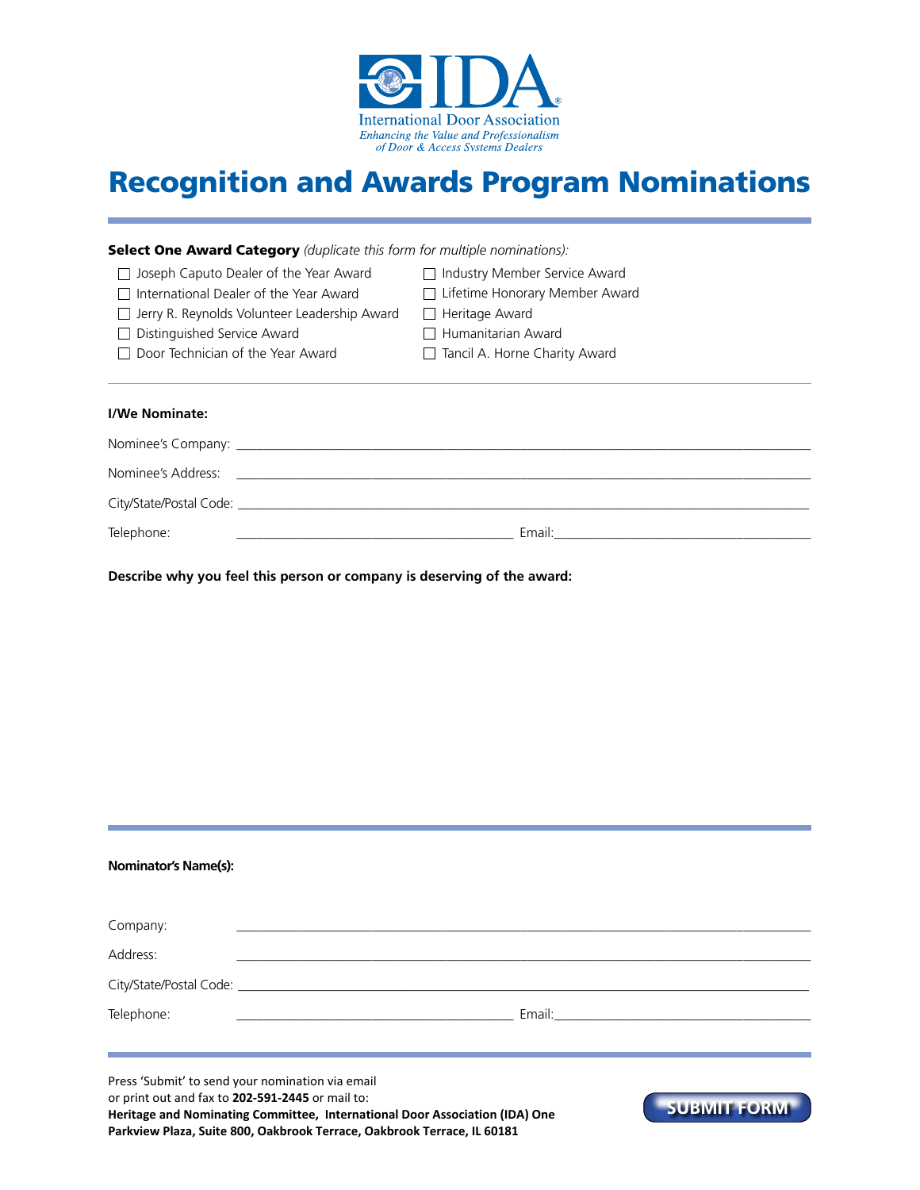IDA

International Door Association

*Enhancing the Value and Professionalism of Door & Access Systems Dealers*

# Recognition and Awards Program Nominations

**Select One Award Category** *(duplicate this form for multiple nominations):*

- ☐ Joseph Caputo Dealer of the Year Award
- ☐ International Dealer of the Year Award
- ☐ Jerry R. Reynolds Volunteer Leadership Award
- ☐ Distinguished Service Award
- ☐ Door Technician of the Year Award
- ☐ Industry Member Service Award
- ☐ Lifetime Honorary Member Award
- ☐ Heritage Award
- ☐ Humanitarian Award
- ☐ Tancil A. Horne Charity Award

**I/We Nominate:**

Nominee's Company: ____________________

Nominee's Address: ____________________

City/State/Postal Code: ____________________

Telephone: ____________________ Email: ____________________

**Describe why you feel this person or company is deserving of the award:**

**Nominator's Name(s):**

Company: ____________________

Address: ____________________

City/State/Postal Code: ____________________

Telephone: ____________________ Email: ____________________

Press 'Submit' to send your nomination via email or print out and fax to **202-591-2445** or mail to:
**Heritage and Nominating Committee, International Door Association (IDA) One Parkview Plaza, Suite 800, Oakbrook Terrace, Oakbrook Terrace, IL 60181**

SUBMIT FORM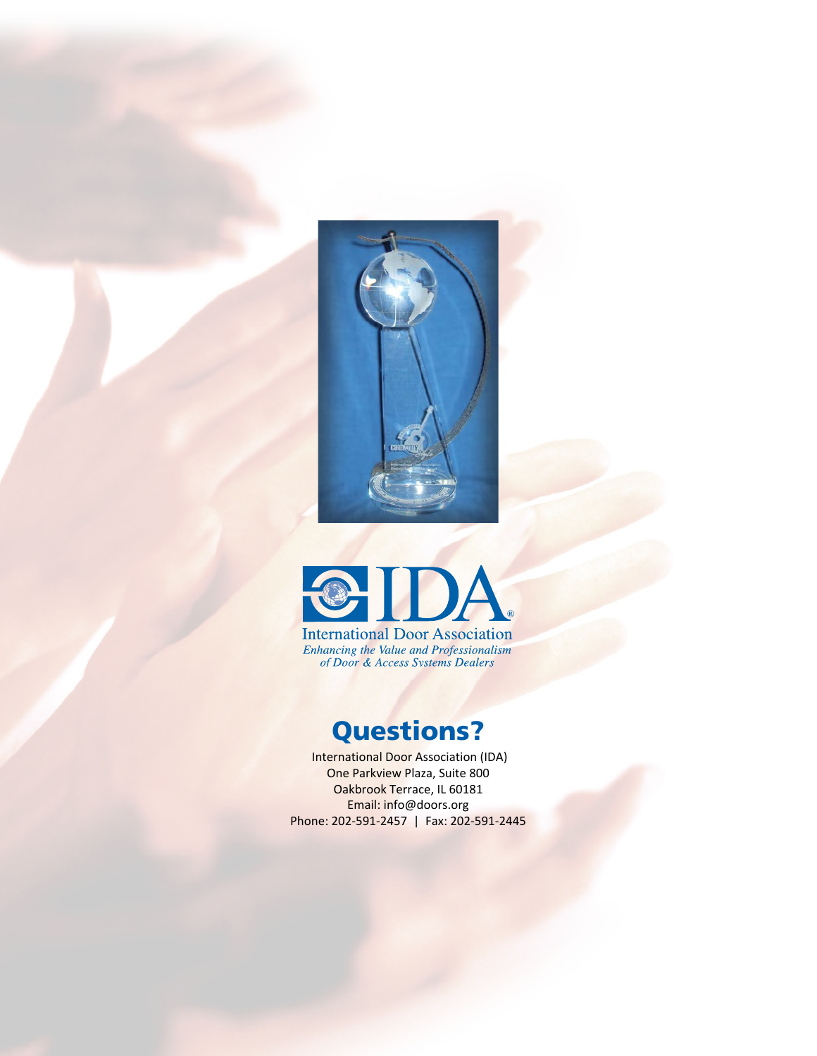IDA®

International Door Association

*Enhancing the Value and Professionalism of Door & Access Systems Dealers*

# Questions?

International Door Association (IDA)
One Parkview Plaza, Suite 800
Oakbrook Terrace, IL 60181
Email: info@doors.org
Phone: 202-591-2457 | Fax: 202-591-2445